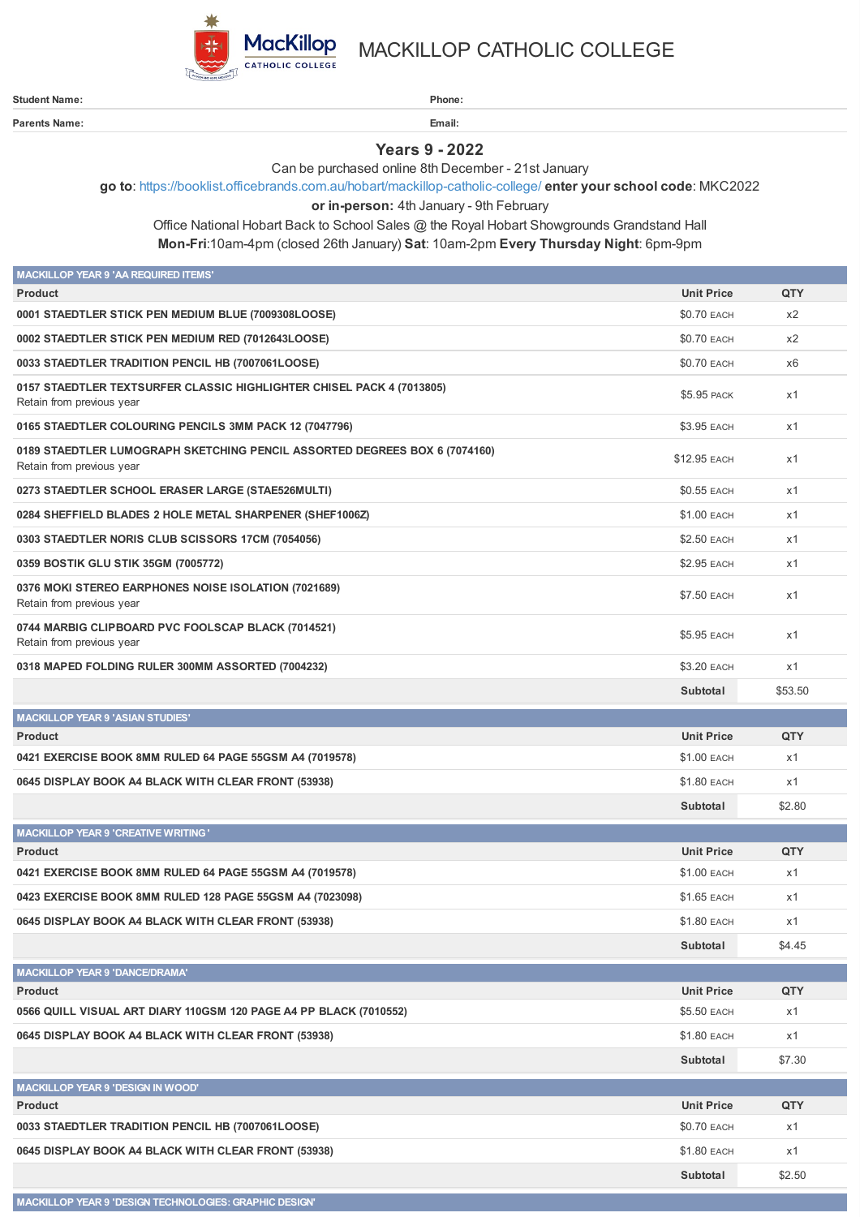# MACKILLOP CATHOLIC COLLEGE

**Student Name:** **Phone:**

**Parents Name:** **Email:**

## Years 9 - 2022

Can be purchased online 8th December - 21st January

**go to**: https://booklist.officebrands.com.au/hobart/mackillop-catholic-college/ **enter your school code**: MKC2022

**or in-person:** 4th January - 9th February

Office National Hobart Back to School Sales @ the Royal Hobart Showgrounds Grandstand Hall

**Mon-Fri**:10am-4pm (closed 26th January) **Sat**: 10am-2pm **Every Thursday Night**: 6pm-9pm

### MACKILLOP YEAR 9 'AA REQUIRED ITEMS'

| Product | Unit Price | QTY |
|---|---|---|
| 0001 STAEDTLER STICK PEN MEDIUM BLUE (7009308LOOSE) | $0.70 EACH | x2 |
| 0002 STAEDTLER STICK PEN MEDIUM RED (7012643LOOSE) | $0.70 EACH | x2 |
| 0033 STAEDTLER TRADITION PENCIL HB (7007061LOOSE) | $0.70 EACH | x6 |
| 0157 STAEDTLER TEXTSURFER CLASSIC HIGHLIGHTER CHISEL PACK 4 (7013805)<br>Retain from previous year | $5.95 PACK | x1 |
| 0165 STAEDTLER COLOURING PENCILS 3MM PACK 12 (7047796) | $3.95 EACH | x1 |
| 0189 STAEDTLER LUMOGRAPH SKETCHING PENCIL ASSORTED DEGREES BOX 6 (7074160)<br>Retain from previous year | $12.95 EACH | x1 |
| 0273 STAEDTLER SCHOOL ERASER LARGE (STAE526MULTI) | $0.55 EACH | x1 |
| 0284 SHEFFIELD BLADES 2 HOLE METAL SHARPENER (SHEF1006Z) | $1.00 EACH | x1 |
| 0303 STAEDTLER NORIS CLUB SCISSORS 17CM (7054056) | $2.50 EACH | x1 |
| 0359 BOSTIK GLU STIK 35GM (7005772) | $2.95 EACH | x1 |
| 0376 MOKI STEREO EARPHONES NOISE ISOLATION (7021689)<br>Retain from previous year | $7.50 EACH | x1 |
| 0744 MARBIG CLIPBOARD PVC FOOLSCAP BLACK (7014521)<br>Retain from previous year | $5.95 EACH | x1 |
| 0318 MAPED FOLDING RULER 300MM ASSORTED (7004232) | $3.20 EACH | x1 |
| | **Subtotal** | $53.50 |

### MACKILLOP YEAR 9 'ASIAN STUDIES'

| Product | Unit Price | QTY |
|---|---|---|
| 0421 EXERCISE BOOK 8MM RULED 64 PAGE 55GSM A4 (7019578) | $1.00 EACH | x1 |
| 0645 DISPLAY BOOK A4 BLACK WITH CLEAR FRONT (53938) | $1.80 EACH | x1 |
| | **Subtotal** | $2.80 |

### MACKILLOP YEAR 9 'CREATIVE WRITING'

| Product | Unit Price | QTY |
|---|---|---|
| 0421 EXERCISE BOOK 8MM RULED 64 PAGE 55GSM A4 (7019578) | $1.00 EACH | x1 |
| 0423 EXERCISE BOOK 8MM RULED 128 PAGE 55GSM A4 (7023098) | $1.65 EACH | x1 |
| 0645 DISPLAY BOOK A4 BLACK WITH CLEAR FRONT (53938) | $1.80 EACH | x1 |
| | **Subtotal** | $4.45 |

### MACKILLOP YEAR 9 'DANCE/DRAMA'

| Product | Unit Price | QTY |
|---|---|---|
| 0566 QUILL VISUAL ART DIARY 110GSM 120 PAGE A4 PP BLACK (7010552) | $5.50 EACH | x1 |
| 0645 DISPLAY BOOK A4 BLACK WITH CLEAR FRONT (53938) | $1.80 EACH | x1 |
| | **Subtotal** | $7.30 |

### MACKILLOP YEAR 9 'DESIGN IN WOOD'

| Product | Unit Price | QTY |
|---|---|---|
| 0033 STAEDTLER TRADITION PENCIL HB (7007061LOOSE) | $0.70 EACH | x1 |
| 0645 DISPLAY BOOK A4 BLACK WITH CLEAR FRONT (53938) | $1.80 EACH | x1 |
| | **Subtotal** | $2.50 |

### MACKILLOP YEAR 9 'DESIGN TECHNOLOGIES: GRAPHIC DESIGN'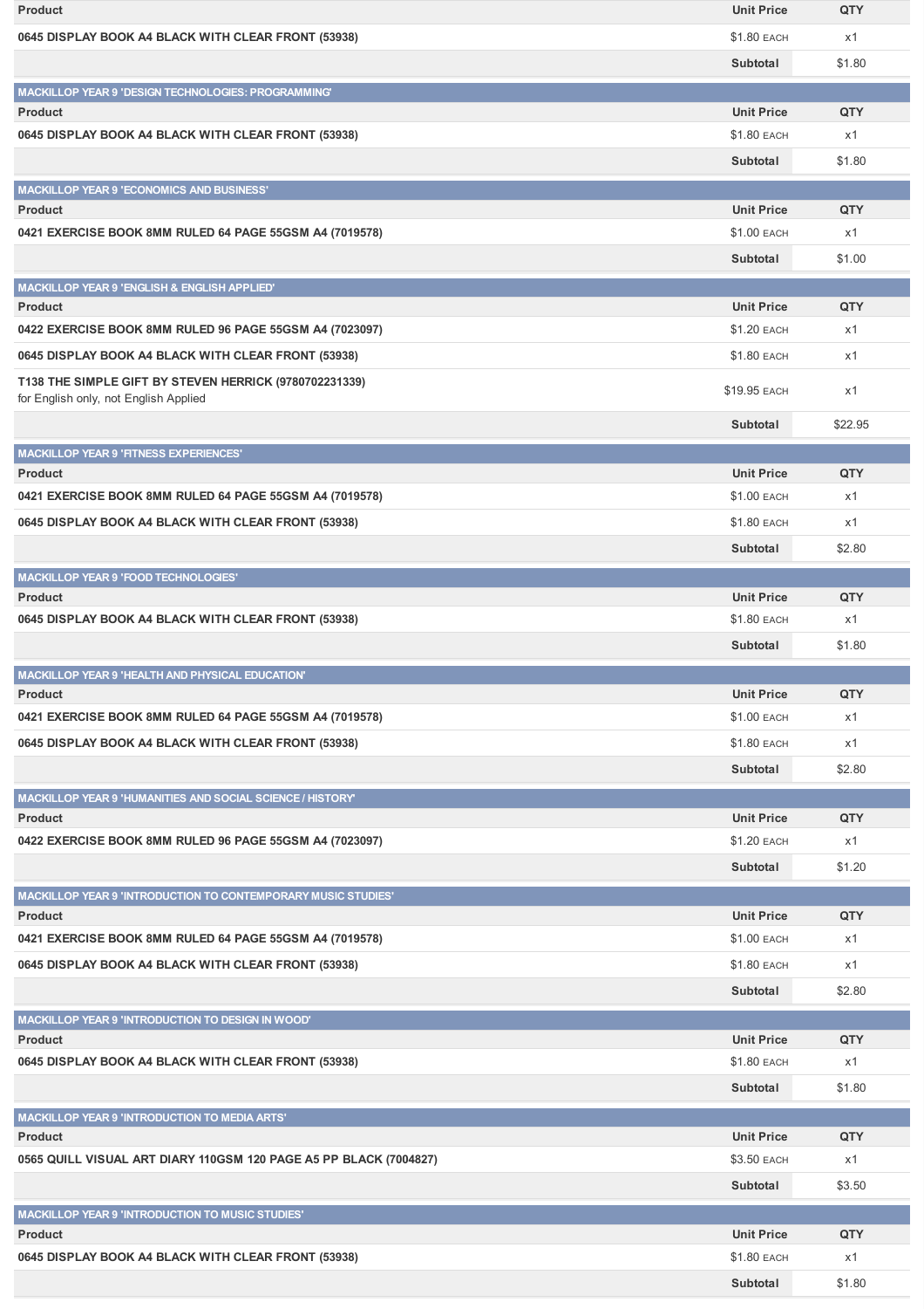| Product | Unit Price | QTY |
|---|---|---|
| 0645 DISPLAY BOOK A4 BLACK WITH CLEAR FRONT (53938) | $1.80 EACH | x1 |
| | Subtotal | $1.80 |

**MACKILLOP YEAR 9 'DESIGN TECHNOLOGIES: PROGRAMMING'**

| Product | Unit Price | QTY |
|---|---|---|
| 0645 DISPLAY BOOK A4 BLACK WITH CLEAR FRONT (53938) | $1.80 EACH | x1 |
| | Subtotal | $1.80 |

**MACKILLOP YEAR 9 'ECONOMICS AND BUSINESS'**

| Product | Unit Price | QTY |
|---|---|---|
| 0421 EXERCISE BOOK 8MM RULED 64 PAGE 55GSM A4 (7019578) | $1.00 EACH | x1 |
| | Subtotal | $1.00 |

**MACKILLOP YEAR 9 'ENGLISH & ENGLISH APPLIED'**

| Product | Unit Price | QTY |
|---|---|---|
| 0422 EXERCISE BOOK 8MM RULED 96 PAGE 55GSM A4 (7023097) | $1.20 EACH | x1 |
| 0645 DISPLAY BOOK A4 BLACK WITH CLEAR FRONT (53938) | $1.80 EACH | x1 |
| T138 THE SIMPLE GIFT BY STEVEN HERRICK (9780702231339) for English only, not English Applied | $19.95 EACH | x1 |
| | Subtotal | $22.95 |

**MACKILLOP YEAR 9 'FITNESS EXPERIENCES'**

| Product | Unit Price | QTY |
|---|---|---|
| 0421 EXERCISE BOOK 8MM RULED 64 PAGE 55GSM A4 (7019578) | $1.00 EACH | x1 |
| 0645 DISPLAY BOOK A4 BLACK WITH CLEAR FRONT (53938) | $1.80 EACH | x1 |
| | Subtotal | $2.80 |

**MACKILLOP YEAR 9 'FOOD TECHNOLOGIES'**

| Product | Unit Price | QTY |
|---|---|---|
| 0645 DISPLAY BOOK A4 BLACK WITH CLEAR FRONT (53938) | $1.80 EACH | x1 |
| | Subtotal | $1.80 |

**MACKILLOP YEAR 9 'HEALTH AND PHYSICAL EDUCATION'**

| Product | Unit Price | QTY |
|---|---|---|
| 0421 EXERCISE BOOK 8MM RULED 64 PAGE 55GSM A4 (7019578) | $1.00 EACH | x1 |
| 0645 DISPLAY BOOK A4 BLACK WITH CLEAR FRONT (53938) | $1.80 EACH | x1 |
| | Subtotal | $2.80 |

**MACKILLOP YEAR 9 'HUMANITIES AND SOCIAL SCIENCE / HISTORY'**

| Product | Unit Price | QTY |
|---|---|---|
| 0422 EXERCISE BOOK 8MM RULED 96 PAGE 55GSM A4 (7023097) | $1.20 EACH | x1 |
| | Subtotal | $1.20 |

**MACKILLOP YEAR 9 'INTRODUCTION TO CONTEMPORARY MUSIC STUDIES'**

| Product | Unit Price | QTY |
|---|---|---|
| 0421 EXERCISE BOOK 8MM RULED 64 PAGE 55GSM A4 (7019578) | $1.00 EACH | x1 |
| 0645 DISPLAY BOOK A4 BLACK WITH CLEAR FRONT (53938) | $1.80 EACH | x1 |
| | Subtotal | $2.80 |

**MACKILLOP YEAR 9 'INTRODUCTION TO DESIGN IN WOOD'**

| Product | Unit Price | QTY |
|---|---|---|
| 0645 DISPLAY BOOK A4 BLACK WITH CLEAR FRONT (53938) | $1.80 EACH | x1 |
| | Subtotal | $1.80 |

**MACKILLOP YEAR 9 'INTRODUCTION TO MEDIA ARTS'**

| Product | Unit Price | QTY |
|---|---|---|
| 0565 QUILL VISUAL ART DIARY 110GSM 120 PAGE A5 PP BLACK (7004827) | $3.50 EACH | x1 |
| | Subtotal | $3.50 |

**MACKILLOP YEAR 9 'INTRODUCTION TO MUSIC STUDIES'**

| Product | Unit Price | QTY |
|---|---|---|
| 0645 DISPLAY BOOK A4 BLACK WITH CLEAR FRONT (53938) | $1.80 EACH | x1 |
| | Subtotal | $1.80 |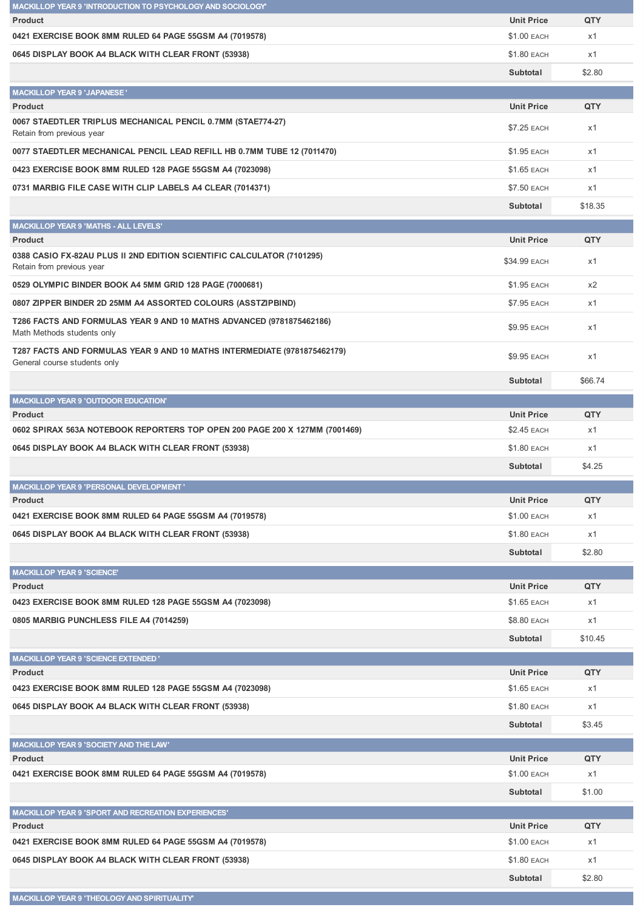## MACKILLOP YEAR 9 'INTRODUCTION TO PSYCHOLOGY AND SOCIOLOGY'

| Product | Unit Price | QTY |
|---|---|---|
| **0421 EXERCISE BOOK 8MM RULED 64 PAGE 55GSM A4 (7019578)** | $1.00 EACH | x1 |
| **0645 DISPLAY BOOK A4 BLACK WITH CLEAR FRONT (53938)** | $1.80 EACH | x1 |
| | **Subtotal** | $2.80 |

## MACKILLOP YEAR 9 'JAPANESE '

| Product | Unit Price | QTY |
|---|---|---|
| **0067 STAEDTLER TRIPLUS MECHANICAL PENCIL 0.7MM (STAE774-27)** Retain from previous year | $7.25 EACH | x1 |
| **0077 STAEDTLER MECHANICAL PENCIL LEAD REFILL HB 0.7MM TUBE 12 (7011470)** | $1.95 EACH | x1 |
| **0423 EXERCISE BOOK 8MM RULED 128 PAGE 55GSM A4 (7023098)** | $1.65 EACH | x1 |
| **0731 MARBIG FILE CASE WITH CLIP LABELS A4 CLEAR (7014371)** | $7.50 EACH | x1 |
| | **Subtotal** | $18.35 |

## MACKILLOP YEAR 9 'MATHS - ALL LEVELS'

| Product | Unit Price | QTY |
|---|---|---|
| **0388 CASIO FX-82AU PLUS II 2ND EDITION SCIENTIFIC CALCULATOR (7101295)** Retain from previous year | $34.99 EACH | x1 |
| **0529 OLYMPIC BINDER BOOK A4 5MM GRID 128 PAGE (7000681)** | $1.95 EACH | x2 |
| **0807 ZIPPER BINDER 2D 25MM A4 ASSORTED COLOURS (ASSTZIPBIND)** | $7.95 EACH | x1 |
| **T286 FACTS AND FORMULAS YEAR 9 AND 10 MATHS ADVANCED (9781875462186)** Math Methods students only | $9.95 EACH | x1 |
| **T287 FACTS AND FORMULAS YEAR 9 AND 10 MATHS INTERMEDIATE (9781875462179)** General course students only | $9.95 EACH | x1 |
| | **Subtotal** | $66.74 |

## MACKILLOP YEAR 9 'OUTDOOR EDUCATION'

| Product | Unit Price | QTY |
|---|---|---|
| **0602 SPIRAX 563A NOTEBOOK REPORTERS TOP OPEN 200 PAGE 200 X 127MM (7001469)** | $2.45 EACH | x1 |
| **0645 DISPLAY BOOK A4 BLACK WITH CLEAR FRONT (53938)** | $1.80 EACH | x1 |
| | **Subtotal** | $4.25 |

## MACKILLOP YEAR 9 'PERSONAL DEVELOPMENT '

| Product | Unit Price | QTY |
|---|---|---|
| **0421 EXERCISE BOOK 8MM RULED 64 PAGE 55GSM A4 (7019578)** | $1.00 EACH | x1 |
| **0645 DISPLAY BOOK A4 BLACK WITH CLEAR FRONT (53938)** | $1.80 EACH | x1 |
| | **Subtotal** | $2.80 |

## MACKILLOP YEAR 9 'SCIENCE'

| Product | Unit Price | QTY |
|---|---|---|
| **0423 EXERCISE BOOK 8MM RULED 128 PAGE 55GSM A4 (7023098)** | $1.65 EACH | x1 |
| **0805 MARBIG PUNCHLESS FILE A4 (7014259)** | $8.80 EACH | x1 |
| | **Subtotal** | $10.45 |

## MACKILLOP YEAR 9 'SCIENCE EXTENDED '

| Product | Unit Price | QTY |
|---|---|---|
| **0423 EXERCISE BOOK 8MM RULED 128 PAGE 55GSM A4 (7023098)** | $1.65 EACH | x1 |
| **0645 DISPLAY BOOK A4 BLACK WITH CLEAR FRONT (53938)** | $1.80 EACH | x1 |
| | **Subtotal** | $3.45 |

## MACKILLOP YEAR 9 'SOCIETY AND THE LAW'

| Product | Unit Price | QTY |
|---|---|---|
| **0421 EXERCISE BOOK 8MM RULED 64 PAGE 55GSM A4 (7019578)** | $1.00 EACH | x1 |
| | **Subtotal** | $1.00 |

## MACKILLOP YEAR 9 'SPORT AND RECREATION EXPERIENCES'

| Product | Unit Price | QTY |
|---|---|---|
| **0421 EXERCISE BOOK 8MM RULED 64 PAGE 55GSM A4 (7019578)** | $1.00 EACH | x1 |
| **0645 DISPLAY BOOK A4 BLACK WITH CLEAR FRONT (53938)** | $1.80 EACH | x1 |
| | **Subtotal** | $2.80 |

## MACKILLOP YEAR 9 'THEOLOGY AND SPIRITUALITY'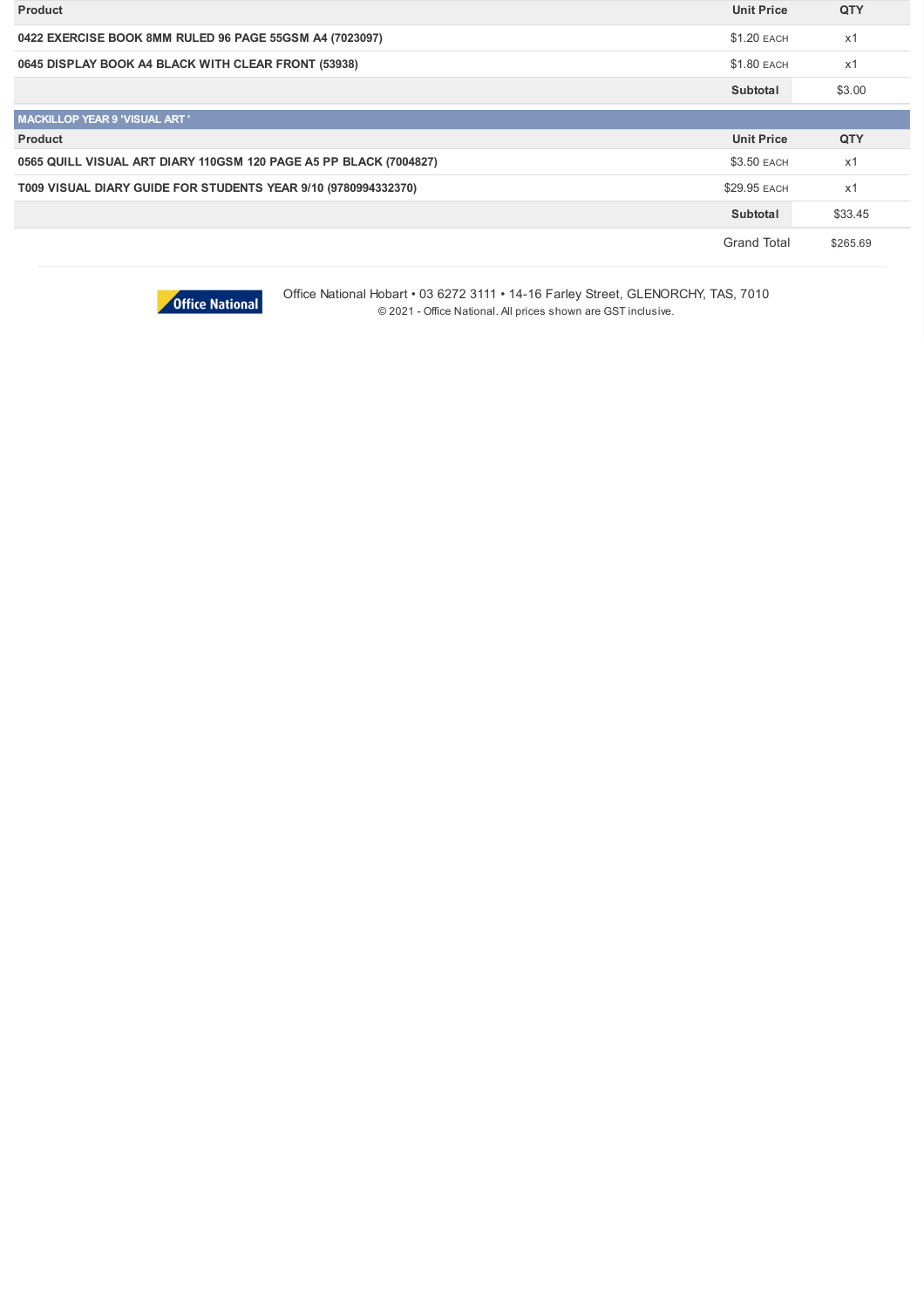| Product | Unit Price | QTY |
|---|---|---|
| **0422 EXERCISE BOOK 8MM RULED 96 PAGE 55GSM A4 (7023097)** | $1.20 EACH | x1 |
| **0645 DISPLAY BOOK A4 BLACK WITH CLEAR FRONT (53938)** | $1.80 EACH | x1 |
| | **Subtotal** | $3.00 |

**MACKILLOP YEAR 9 'VISUAL ART '**

| Product | Unit Price | QTY |
|---|---|---|
| **0565 QUILL VISUAL ART DIARY 110GSM 120 PAGE A5 PP BLACK (7004827)** | $3.50 EACH | x1 |
| **T009 VISUAL DIARY GUIDE FOR STUDENTS YEAR 9/10 (9780994332370)** | $29.95 EACH | x1 |
| | **Subtotal** | $33.45 |
| | Grand Total | $265.69 |

Office National

Office National Hobart • 03 6272 3111 • 14-16 Farley Street, GLENORCHY, TAS, 7010

© 2021 - Office National. All prices shown are GST inclusive.